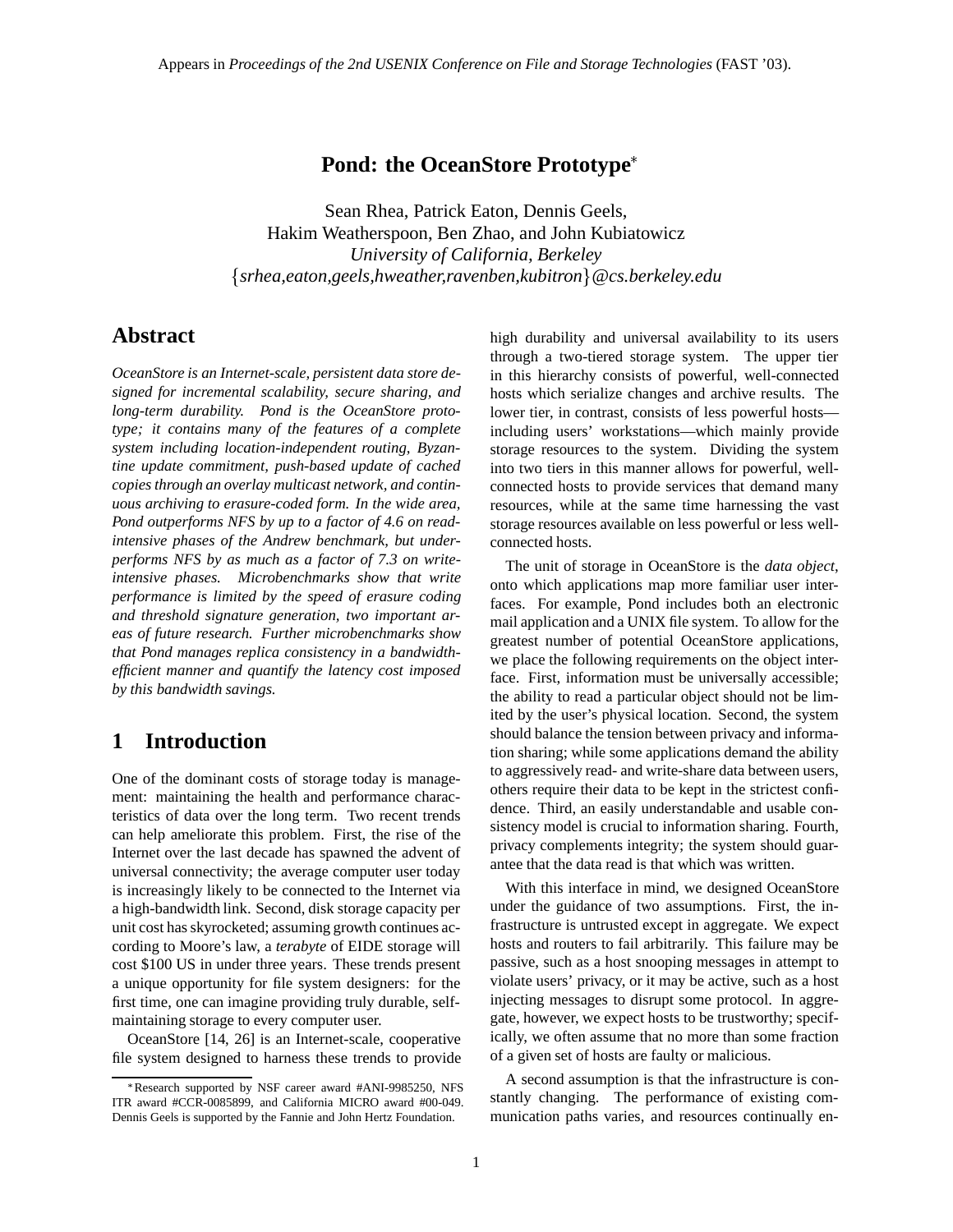Appears in *Proceedings of the 2nd USENIX Conference on File and Storage Technologies* (FAST '03).

# Pond: the OceanStore Prototype*

Sean Rhea, Patrick Eaton, Dennis Geels,
Hakim Weatherspoon, Ben Zhao, and John Kubiatowicz
*University of California, Berkeley*
{*srhea,eaton,geels,hweather,ravenben,kubitron*}*@cs.berkeley.edu*

## Abstract

*OceanStore is an Internet-scale, persistent data store designed for incremental scalability, secure sharing, and long-term durability. Pond is the OceanStore prototype; it contains many of the features of a complete system including location-independent routing, Byzantine update commitment, push-based update of cached copies through an overlay multicast network, and continuous archiving to erasure-coded form. In the wide area, Pond outperforms NFS by up to a factor of 4.6 on read-intensive phases of the Andrew benchmark, but underperforms NFS by as much as a factor of 7.3 on write-intensive phases. Microbenchmarks show that write performance is limited by the speed of erasure coding and threshold signature generation, two important areas of future research. Further microbenchmarks show that Pond manages replica consistency in a bandwidth-efficient manner and quantify the latency cost imposed by this bandwidth savings.*

## 1 Introduction

One of the dominant costs of storage today is management: maintaining the health and performance characteristics of data over the long term. Two recent trends can help ameliorate this problem. First, the rise of the Internet over the last decade has spawned the advent of universal connectivity; the average computer user today is increasingly likely to be connected to the Internet via a high-bandwidth link. Second, disk storage capacity per unit cost has skyrocketed; assuming growth continues according to Moore's law, a *terabyte* of EIDE storage will cost $100 US in under three years. These trends present a unique opportunity for file system designers: for the first time, one can imagine providing truly durable, self-maintaining storage to every computer user.

OceanStore [14, 26] is an Internet-scale, cooperative file system designed to harness these trends to provide high durability and universal availability to its users through a two-tiered storage system. The upper tier in this hierarchy consists of powerful, well-connected hosts which serialize changes and archive results. The lower tier, in contrast, consists of less powerful hosts—including users' workstations—which mainly provide storage resources to the system. Dividing the system into two tiers in this manner allows for powerful, well-connected hosts to provide services that demand many resources, while at the same time harnessing the vast storage resources available on less powerful or less well-connected hosts.

The unit of storage in OceanStore is the *data object*, onto which applications map more familiar user interfaces. For example, Pond includes both an electronic mail application and a UNIX file system. To allow for the greatest number of potential OceanStore applications, we place the following requirements on the object interface. First, information must be universally accessible; the ability to read a particular object should not be limited by the user's physical location. Second, the system should balance the tension between privacy and information sharing; while some applications demand the ability to aggressively read- and write-share data between users, others require their data to be kept in the strictest confidence. Third, an easily understandable and usable consistency model is crucial to information sharing. Fourth, privacy complements integrity; the system should guarantee that the data read is that which was written.

With this interface in mind, we designed OceanStore under the guidance of two assumptions. First, the infrastructure is untrusted except in aggregate. We expect hosts and routers to fail arbitrarily. This failure may be passive, such as a host snooping messages in attempt to violate users' privacy, or it may be active, such as a host injecting messages to disrupt some protocol. In aggregate, however, we expect hosts to be trustworthy; specifically, we often assume that no more than some fraction of a given set of hosts are faulty or malicious.

A second assumption is that the infrastructure is constantly changing. The performance of existing communication paths varies, and resources continually en-

*Research supported by NSF career award #ANI-9985250, NFS ITR award #CCR-0085899, and California MICRO award #00-049. Dennis Geels is supported by the Fannie and John Hertz Foundation.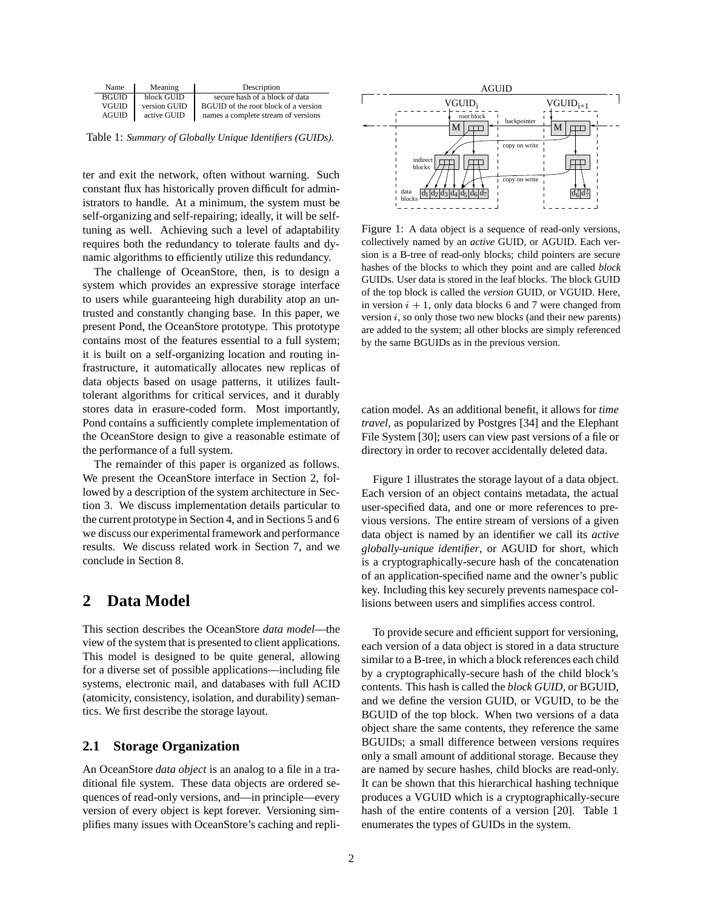| Name | Meaning | Description |
|---|---|---|
| BGUID | block GUID | secure hash of a block of data |
| VGUID | version GUID | BGUID of the root block of a version |
| AGUID | active GUID | names a complete stream of versions |

Table 1: *Summary of Globally Unique Identifiers (GUIDs).*

ter and exit the network, often without warning. Such constant flux has historically proven difficult for administrators to handle. At a minimum, the system must be self-organizing and self-repairing; ideally, it will be self-tuning as well. Achieving such a level of adaptability requires both the redundancy to tolerate faults and dynamic algorithms to efficiently utilize this redundancy.

The challenge of OceanStore, then, is to design a system which provides an expressive storage interface to users while guaranteeing high durability atop an untrusted and constantly changing base. In this paper, we present Pond, the OceanStore prototype. This prototype contains most of the features essential to a full system; it is built on a self-organizing location and routing infrastructure, it automatically allocates new replicas of data objects based on usage patterns, it utilizes fault-tolerant algorithms for critical services, and it durably stores data in erasure-coded form. Most importantly, Pond contains a sufficiently complete implementation of the OceanStore design to give a reasonable estimate of the performance of a full system.

The remainder of this paper is organized as follows. We present the OceanStore interface in Section 2, followed by a description of the system architecture in Section 3. We discuss implementation details particular to the current prototype in Section 4, and in Sections 5 and 6 we discuss our experimental framework and performance results. We discuss related work in Section 7, and we conclude in Section 8.

# 2 Data Model

This section describes the OceanStore *data model*—the view of the system that is presented to client applications. This model is designed to be quite general, allowing for a diverse set of possible applications—including file systems, electronic mail, and databases with full ACID (atomicity, consistency, isolation, and durability) semantics. We first describe the storage layout.

## 2.1 Storage Organization

An OceanStore *data object* is an analog to a file in a traditional file system. These data objects are ordered sequences of read-only versions, and—in principle—every version of every object is kept forever. Versioning simplifies many issues with OceanStore's caching and replication model. As an additional benefit, it allows for *time travel*, as popularized by Postgres [34] and the Elephant File System [30]; users can view past versions of a file or directory in order to recover accidentally deleted data.

Figure 1: A data object is a sequence of read-only versions, collectively named by an *active* GUID, or AGUID. Each version is a B-tree of read-only blocks; child pointers are secure hashes of the blocks to which they point and are called *block* GUIDs. User data is stored in the leaf blocks. The block GUID of the top block is called the *version* GUID, or VGUID. Here, in version $i+1$, only data blocks 6 and 7 were changed from version $i$, so only those two new blocks (and their new parents) are added to the system; all other blocks are simply referenced by the same BGUIDs as in the previous version.

Figure 1 illustrates the storage layout of a data object. Each version of an object contains metadata, the actual user-specified data, and one or more references to previous versions. The entire stream of versions of a given data object is named by an identifier we call its *active globally-unique identifier*, or AGUID for short, which is a cryptographically-secure hash of the concatenation of an application-specified name and the owner's public key. Including this key securely prevents namespace collisions between users and simplifies access control.

To provide secure and efficient support for versioning, each version of a data object is stored in a data structure similar to a B-tree, in which a block references each child by a cryptographically-secure hash of the child block's contents. This hash is called the *block GUID*, or BGUID, and we define the version GUID, or VGUID, to be the BGUID of the top block. When two versions of a data object share the same contents, they reference the same BGUIDs; a small difference between versions requires only a small amount of additional storage. Because they are named by secure hashes, child blocks are read-only. It can be shown that this hierarchical hashing technique produces a VGUID which is a cryptographically-secure hash of the entire contents of a version [20]. Table 1 enumerates the types of GUIDs in the system.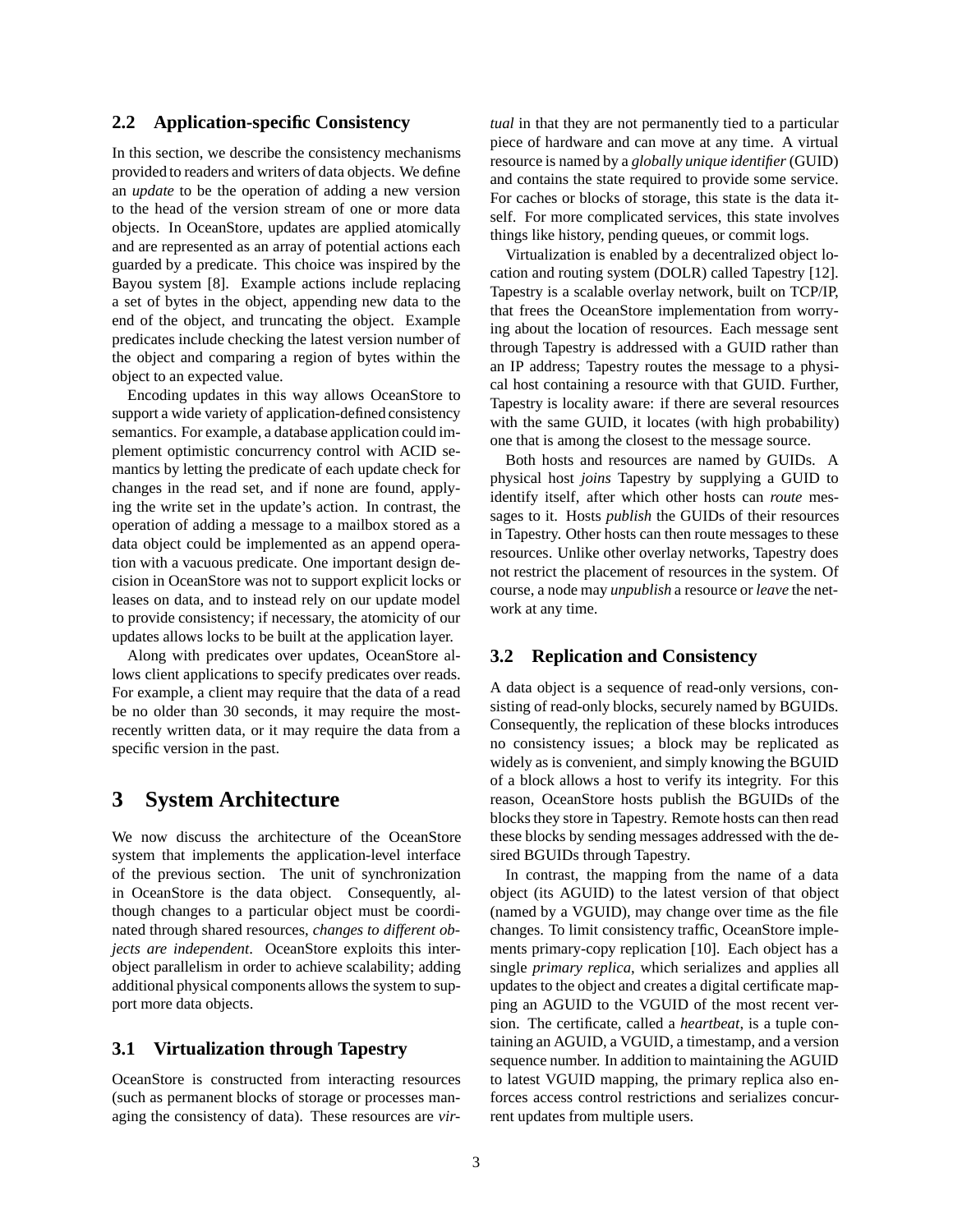## 2.2 Application-specific Consistency

In this section, we describe the consistency mechanisms provided to readers and writers of data objects. We define an *update* to be the operation of adding a new version to the head of the version stream of one or more data objects. In OceanStore, updates are applied atomically and are represented as an array of potential actions each guarded by a predicate. This choice was inspired by the Bayou system [8]. Example actions include replacing a set of bytes in the object, appending new data to the end of the object, and truncating the object. Example predicates include checking the latest version number of the object and comparing a region of bytes within the object to an expected value.

Encoding updates in this way allows OceanStore to support a wide variety of application-defined consistency semantics. For example, a database application could implement optimistic concurrency control with ACID semantics by letting the predicate of each update check for changes in the read set, and if none are found, applying the write set in the update's action. In contrast, the operation of adding a message to a mailbox stored as a data object could be implemented as an append operation with a vacuous predicate. One important design decision in OceanStore was not to support explicit locks or leases on data, and to instead rely on our update model to provide consistency; if necessary, the atomicity of our updates allows locks to be built at the application layer.

Along with predicates over updates, OceanStore allows client applications to specify predicates over reads. For example, a client may require that the data of a read be no older than 30 seconds, it may require the most-recently written data, or it may require the data from a specific version in the past.

# 3 System Architecture

We now discuss the architecture of the OceanStore system that implements the application-level interface of the previous section. The unit of synchronization in OceanStore is the data object. Consequently, although changes to a particular object must be coordinated through shared resources, *changes to different objects are independent*. OceanStore exploits this inter-object parallelism in order to achieve scalability; adding additional physical components allows the system to support more data objects.

## 3.1 Virtualization through Tapestry

OceanStore is constructed from interacting resources (such as permanent blocks of storage or processes managing the consistency of data). These resources are *virtual* in that they are not permanently tied to a particular piece of hardware and can move at any time. A virtual resource is named by a *globally unique identifier* (GUID) and contains the state required to provide some service. For caches or blocks of storage, this state is the data itself. For more complicated services, this state involves things like history, pending queues, or commit logs.

Virtualization is enabled by a decentralized object location and routing system (DOLR) called Tapestry [12]. Tapestry is a scalable overlay network, built on TCP/IP, that frees the OceanStore implementation from worrying about the location of resources. Each message sent through Tapestry is addressed with a GUID rather than an IP address; Tapestry routes the message to a physical host containing a resource with that GUID. Further, Tapestry is locality aware: if there are several resources with the same GUID, it locates (with high probability) one that is among the closest to the message source.

Both hosts and resources are named by GUIDs. A physical host *joins* Tapestry by supplying a GUID to identify itself, after which other hosts can *route* messages to it. Hosts *publish* the GUIDs of their resources in Tapestry. Other hosts can then route messages to these resources. Unlike other overlay networks, Tapestry does not restrict the placement of resources in the system. Of course, a node may *unpublish* a resource or *leave* the network at any time.

## 3.2 Replication and Consistency

A data object is a sequence of read-only versions, consisting of read-only blocks, securely named by BGUIDs. Consequently, the replication of these blocks introduces no consistency issues; a block may be replicated as widely as is convenient, and simply knowing the BGUID of a block allows a host to verify its integrity. For this reason, OceanStore hosts publish the BGUIDs of the blocks they store in Tapestry. Remote hosts can then read these blocks by sending messages addressed with the desired BGUIDs through Tapestry.

In contrast, the mapping from the name of a data object (its AGUID) to the latest version of that object (named by a VGUID), may change over time as the file changes. To limit consistency traffic, OceanStore implements primary-copy replication [10]. Each object has a single *primary replica*, which serializes and applies all updates to the object and creates a digital certificate mapping an AGUID to the VGUID of the most recent version. The certificate, called a *heartbeat*, is a tuple containing an AGUID, a VGUID, a timestamp, and a version sequence number. In addition to maintaining the AGUID to latest VGUID mapping, the primary replica also enforces access control restrictions and serializes concurrent updates from multiple users.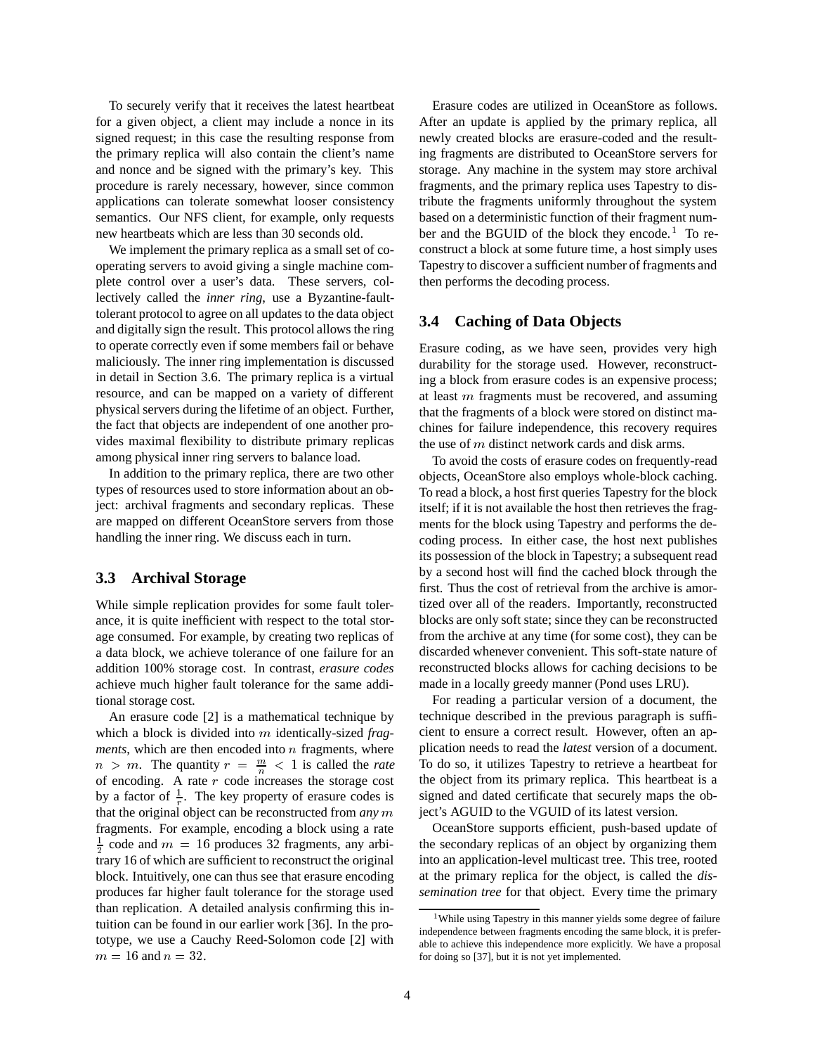To securely verify that it receives the latest heartbeat for a given object, a client may include a nonce in its signed request; in this case the resulting response from the primary replica will also contain the client's name and nonce and be signed with the primary's key. This procedure is rarely necessary, however, since common applications can tolerate somewhat looser consistency semantics. Our NFS client, for example, only requests new heartbeats which are less than 30 seconds old.

We implement the primary replica as a small set of cooperating servers to avoid giving a single machine complete control over a user's data. These servers, collectively called the *inner ring*, use a Byzantine-fault-tolerant protocol to agree on all updates to the data object and digitally sign the result. This protocol allows the ring to operate correctly even if some members fail or behave maliciously. The inner ring implementation is discussed in detail in Section 3.6. The primary replica is a virtual resource, and can be mapped on a variety of different physical servers during the lifetime of an object. Further, the fact that objects are independent of one another provides maximal flexibility to distribute primary replicas among physical inner ring servers to balance load.

In addition to the primary replica, there are two other types of resources used to store information about an object: archival fragments and secondary replicas. These are mapped on different OceanStore servers from those handling the inner ring. We discuss each in turn.

### 3.3 Archival Storage

While simple replication provides for some fault tolerance, it is quite inefficient with respect to the total storage consumed. For example, by creating two replicas of a data block, we achieve tolerance of one failure for an addition 100% storage cost. In contrast, *erasure codes* achieve much higher fault tolerance for the same additional storage cost.

An erasure code [2] is a mathematical technique by which a block is divided into $m$ identically-sized *fragments*, which are then encoded into $n$ fragments, where $n > m$. The quantity $r = \frac{m}{n} < 1$ is called the *rate* of encoding. A rate $r$ code increases the storage cost by a factor of $\frac{1}{r}$. The key property of erasure codes is that the original object can be reconstructed from *any* $m$ fragments. For example, encoding a block using a rate $\frac{1}{2}$ code and $m = 16$ produces 32 fragments, any arbitrary 16 of which are sufficient to reconstruct the original block. Intuitively, one can thus see that erasure encoding produces far higher fault tolerance for the storage used than replication. A detailed analysis confirming this intuition can be found in our earlier work [36]. In the prototype, we use a Cauchy Reed-Solomon code [2] with $m = 16$ and $n = 32$.

Erasure codes are utilized in OceanStore as follows. After an update is applied by the primary replica, all newly created blocks are erasure-coded and the resulting fragments are distributed to OceanStore servers for storage. Any machine in the system may store archival fragments, and the primary replica uses Tapestry to distribute the fragments uniformly throughout the system based on a deterministic function of their fragment number and the BGUID of the block they encode.[1] To reconstruct a block at some future time, a host simply uses Tapestry to discover a sufficient number of fragments and then performs the decoding process.

### 3.4 Caching of Data Objects

Erasure coding, as we have seen, provides very high durability for the storage used. However, reconstructing a block from erasure codes is an expensive process; at least $m$ fragments must be recovered, and assuming that the fragments of a block were stored on distinct machines for failure independence, this recovery requires the use of $m$ distinct network cards and disk arms.

To avoid the costs of erasure codes on frequently-read objects, OceanStore also employs whole-block caching. To read a block, a host first queries Tapestry for the block itself; if it is not available the host then retrieves the fragments for the block using Tapestry and performs the decoding process. In either case, the host next publishes its possession of the block in Tapestry; a subsequent read by a second host will find the cached block through the first. Thus the cost of retrieval from the archive is amortized over all of the readers. Importantly, reconstructed blocks are only soft state; since they can be reconstructed from the archive at any time (for some cost), they can be discarded whenever convenient. This soft-state nature of reconstructed blocks allows for caching decisions to be made in a locally greedy manner (Pond uses LRU).

For reading a particular version of a document, the technique described in the previous paragraph is sufficient to ensure a correct result. However, often an application needs to read the *latest* version of a document. To do so, it utilizes Tapestry to retrieve a heartbeat for the object from its primary replica. This heartbeat is a signed and dated certificate that securely maps the object's AGUID to the VGUID of its latest version.

OceanStore supports efficient, push-based update of the secondary replicas of an object by organizing them into an application-level multicast tree. This tree, rooted at the primary replica for the object, is called the *dissemination tree* for that object. Every time the primary

[1] While using Tapestry in this manner yields some degree of failure independence between fragments encoding the same block, it is preferable to achieve this independence more explicitly. We have a proposal for doing so [37], but it is not yet implemented.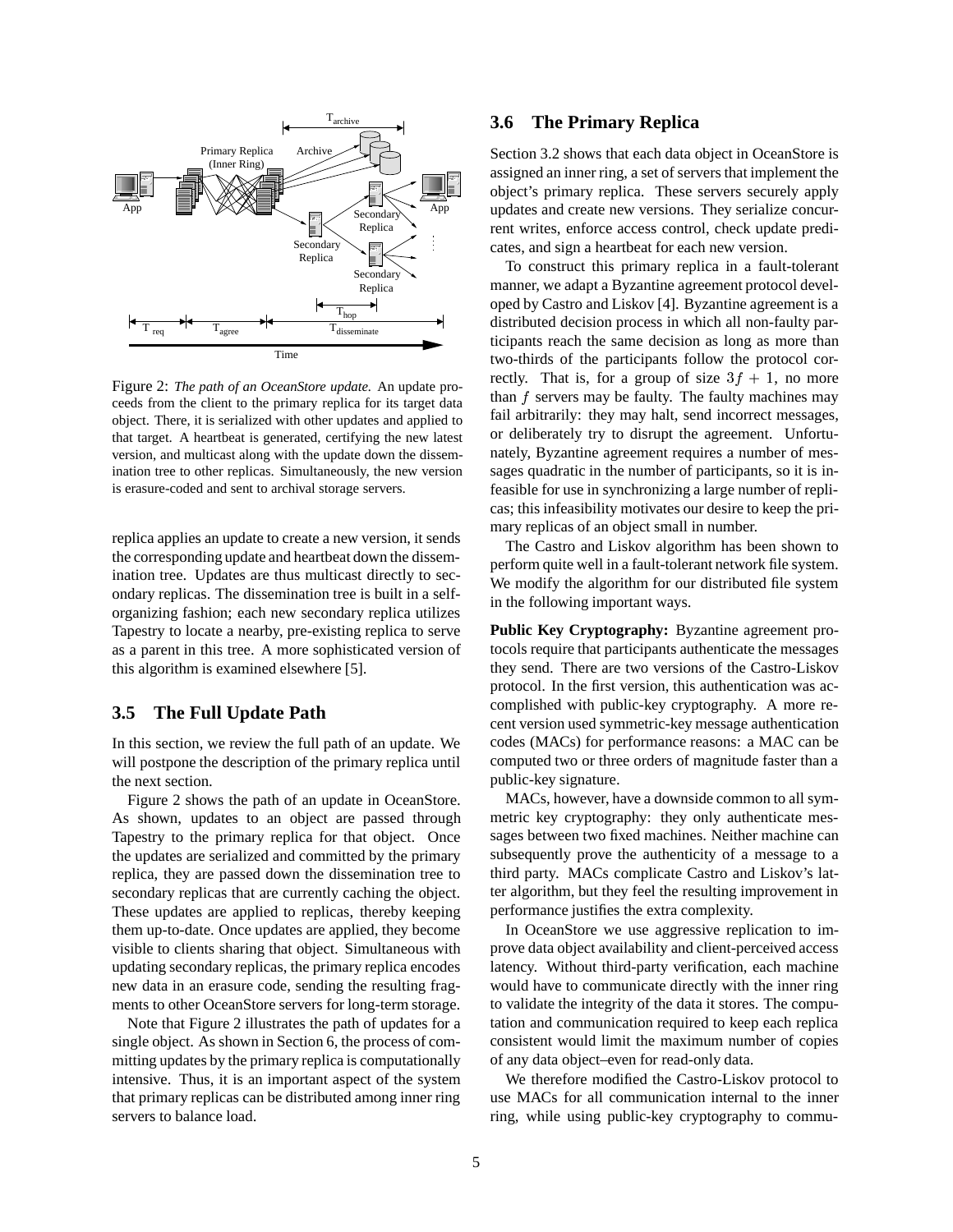Figure 2: *The path of an OceanStore update.* An update proceeds from the client to the primary replica for its target data object. There, it is serialized with other updates and applied to that target. A heartbeat is generated, certifying the new latest version, and multicast along with the update down the dissemination tree to other replicas. Simultaneously, the new version is erasure-coded and sent to archival storage servers.

replica applies an update to create a new version, it sends the corresponding update and heartbeat down the dissemination tree. Updates are thus multicast directly to secondary replicas. The dissemination tree is built in a self-organizing fashion; each new secondary replica utilizes Tapestry to locate a nearby, pre-existing replica to serve as a parent in this tree. A more sophisticated version of this algorithm is examined elsewhere [5].

## 3.5 The Full Update Path

In this section, we review the full path of an update. We will postpone the description of the primary replica until the next section.

Figure 2 shows the path of an update in OceanStore. As shown, updates to an object are passed through Tapestry to the primary replica for that object. Once the updates are serialized and committed by the primary replica, they are passed down the dissemination tree to secondary replicas that are currently caching the object. These updates are applied to replicas, thereby keeping them up-to-date. Once updates are applied, they become visible to clients sharing that object. Simultaneous with updating secondary replicas, the primary replica encodes new data in an erasure code, sending the resulting fragments to other OceanStore servers for long-term storage.

Note that Figure 2 illustrates the path of updates for a single object. As shown in Section 6, the process of committing updates by the primary replica is computationally intensive. Thus, it is an important aspect of the system that primary replicas can be distributed among inner ring servers to balance load.

## 3.6 The Primary Replica

Section 3.2 shows that each data object in OceanStore is assigned an inner ring, a set of servers that implement the object's primary replica. These servers securely apply updates and create new versions. They serialize concurrent writes, enforce access control, check update predicates, and sign a heartbeat for each new version.

To construct this primary replica in a fault-tolerant manner, we adapt a Byzantine agreement protocol developed by Castro and Liskov [4]. Byzantine agreement is a distributed decision process in which all non-faulty participants reach the same decision as long as more than two-thirds of the participants follow the protocol correctly. That is, for a group of size $3f + 1$, no more than $f$ servers may be faulty. The faulty machines may fail arbitrarily: they may halt, send incorrect messages, or deliberately try to disrupt the agreement. Unfortunately, Byzantine agreement requires a number of messages quadratic in the number of participants, so it is infeasible for use in synchronizing a large number of replicas; this infeasibility motivates our desire to keep the primary replicas of an object small in number.

The Castro and Liskov algorithm has been shown to perform quite well in a fault-tolerant network file system. We modify the algorithm for our distributed file system in the following important ways.

**Public Key Cryptography:** Byzantine agreement protocols require that participants authenticate the messages they send. There are two versions of the Castro-Liskov protocol. In the first version, this authentication was accomplished with public-key cryptography. A more recent version used symmetric-key message authentication codes (MACs) for performance reasons: a MAC can be computed two or three orders of magnitude faster than a public-key signature.

MACs, however, have a downside common to all symmetric key cryptography: they only authenticate messages between two fixed machines. Neither machine can subsequently prove the authenticity of a message to a third party. MACs complicate Castro and Liskov's latter algorithm, but they feel the resulting improvement in performance justifies the extra complexity.

In OceanStore we use aggressive replication to improve data object availability and client-perceived access latency. Without third-party verification, each machine would have to communicate directly with the inner ring to validate the integrity of the data it stores. The computation and communication required to keep each replica consistent would limit the maximum number of copies of any data object–even for read-only data.

We therefore modified the Castro-Liskov protocol to use MACs for all communication internal to the inner ring, while using public-key cryptography to commu-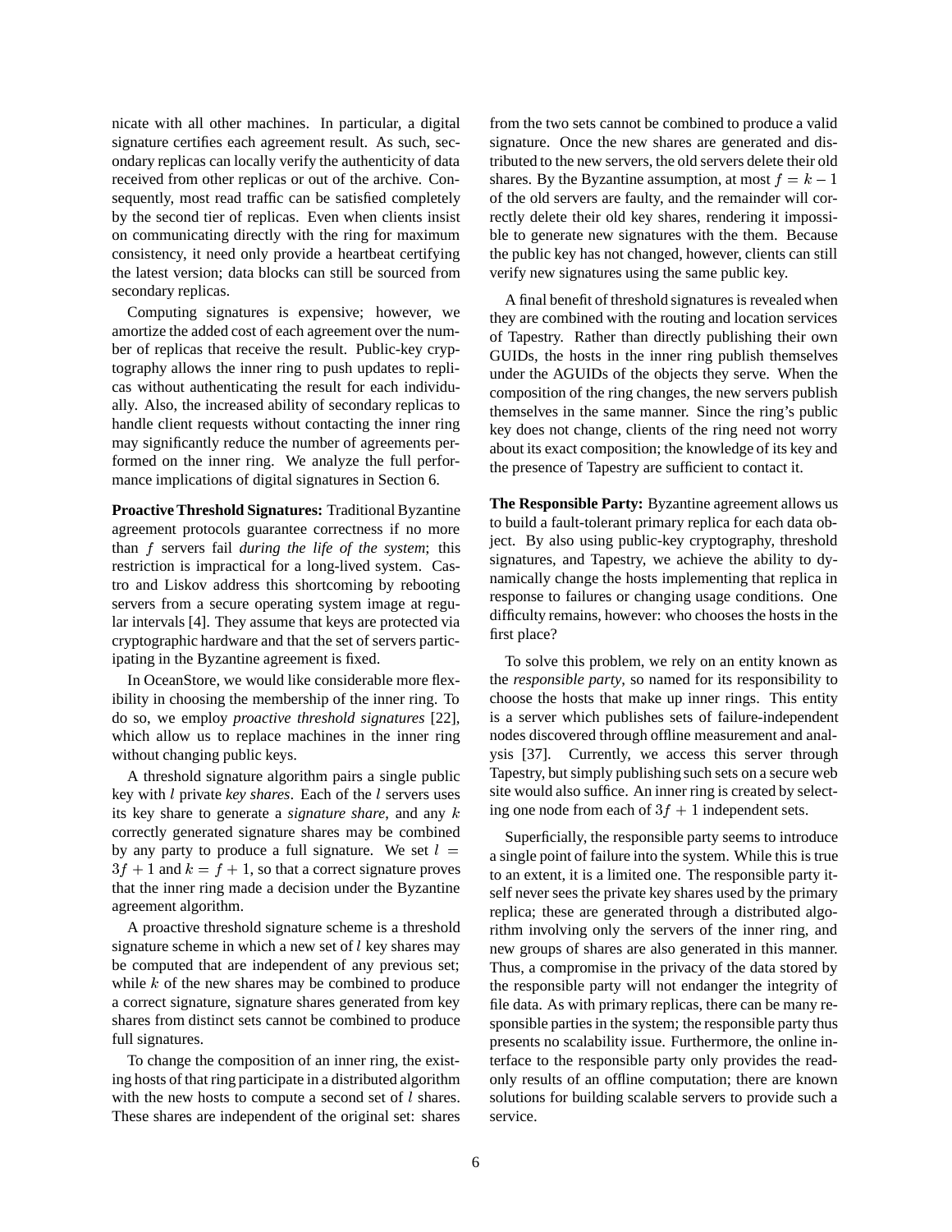nicate with all other machines. In particular, a digital signature certifies each agreement result. As such, secondary replicas can locally verify the authenticity of data received from other replicas or out of the archive. Consequently, most read traffic can be satisfied completely by the second tier of replicas. Even when clients insist on communicating directly with the ring for maximum consistency, it need only provide a heartbeat certifying the latest version; data blocks can still be sourced from secondary replicas.

Computing signatures is expensive; however, we amortize the added cost of each agreement over the number of replicas that receive the result. Public-key cryptography allows the inner ring to push updates to replicas without authenticating the result for each individually. Also, the increased ability of secondary replicas to handle client requests without contacting the inner ring may significantly reduce the number of agreements performed on the inner ring. We analyze the full performance implications of digital signatures in Section 6.

**Proactive Threshold Signatures:** Traditional Byzantine agreement protocols guarantee correctness if no more than $f$ servers fail *during the life of the system*; this restriction is impractical for a long-lived system. Castro and Liskov address this shortcoming by rebooting servers from a secure operating system image at regular intervals [4]. They assume that keys are protected via cryptographic hardware and that the set of servers participating in the Byzantine agreement is fixed.

In OceanStore, we would like considerable more flexibility in choosing the membership of the inner ring. To do so, we employ *proactive threshold signatures* [22], which allow us to replace machines in the inner ring without changing public keys.

A threshold signature algorithm pairs a single public key with $l$ private *key shares*. Each of the $l$ servers uses its key share to generate a *signature share*, and any $k$ correctly generated signature shares may be combined by any party to produce a full signature. We set $l = 3f + 1$ and $k = f + 1$, so that a correct signature proves that the inner ring made a decision under the Byzantine agreement algorithm.

A proactive threshold signature scheme is a threshold signature scheme in which a new set of $l$ key shares may be computed that are independent of any previous set; while $k$ of the new shares may be combined to produce a correct signature, signature shares generated from key shares from distinct sets cannot be combined to produce full signatures.

To change the composition of an inner ring, the existing hosts of that ring participate in a distributed algorithm with the new hosts to compute a second set of $l$ shares. These shares are independent of the original set: shares from the two sets cannot be combined to produce a valid signature. Once the new shares are generated and distributed to the new servers, the old servers delete their old shares. By the Byzantine assumption, at most $f = k - 1$ of the old servers are faulty, and the remainder will correctly delete their old key shares, rendering it impossible to generate new signatures with the them. Because the public key has not changed, however, clients can still verify new signatures using the same public key.

A final benefit of threshold signatures is revealed when they are combined with the routing and location services of Tapestry. Rather than directly publishing their own GUIDs, the hosts in the inner ring publish themselves under the AGUIDs of the objects they serve. When the composition of the ring changes, the new servers publish themselves in the same manner. Since the ring's public key does not change, clients of the ring need not worry about its exact composition; the knowledge of its key and the presence of Tapestry are sufficient to contact it.

**The Responsible Party:** Byzantine agreement allows us to build a fault-tolerant primary replica for each data object. By also using public-key cryptography, threshold signatures, and Tapestry, we achieve the ability to dynamically change the hosts implementing that replica in response to failures or changing usage conditions. One difficulty remains, however: who chooses the hosts in the first place?

To solve this problem, we rely on an entity known as the *responsible party*, so named for its responsibility to choose the hosts that make up inner rings. This entity is a server which publishes sets of failure-independent nodes discovered through offline measurement and analysis [37]. Currently, we access this server through Tapestry, but simply publishing such sets on a secure web site would also suffice. An inner ring is created by selecting one node from each of $3f + 1$ independent sets.

Superficially, the responsible party seems to introduce a single point of failure into the system. While this is true to an extent, it is a limited one. The responsible party itself never sees the private key shares used by the primary replica; these are generated through a distributed algorithm involving only the servers of the inner ring, and new groups of shares are also generated in this manner. Thus, a compromise in the privacy of the data stored by the responsible party will not endanger the integrity of file data. As with primary replicas, there can be many responsible parties in the system; the responsible party thus presents no scalability issue. Furthermore, the online interface to the responsible party only provides the read-only results of an offline computation; there are known solutions for building scalable servers to provide such a service.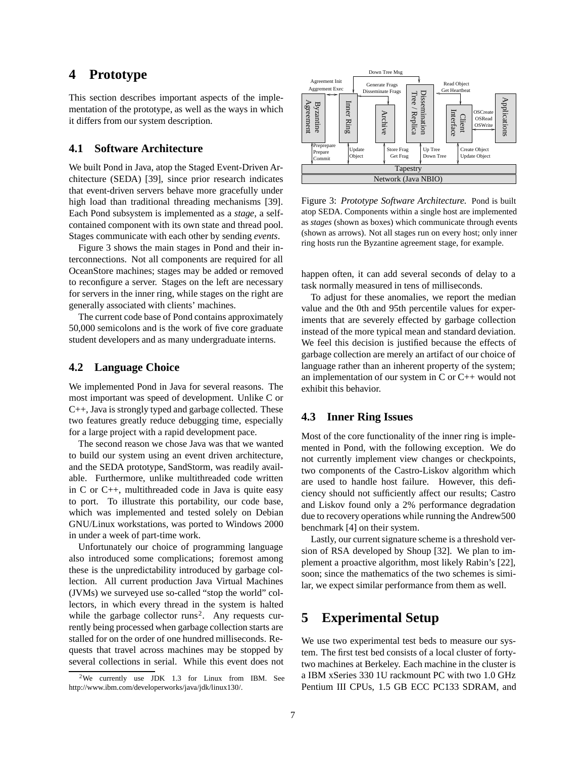# 4 Prototype

This section describes important aspects of the implementation of the prototype, as well as the ways in which it differs from our system description.

## 4.1 Software Architecture

We built Pond in Java, atop the Staged Event-Driven Architecture (SEDA) [39], since prior research indicates that event-driven servers behave more gracefully under high load than traditional threading mechanisms [39]. Each Pond subsystem is implemented as a *stage*, a self-contained component with its own state and thread pool. Stages communicate with each other by sending *events*.

Figure 3 shows the main stages in Pond and their interconnections. Not all components are required for all OceanStore machines; stages may be added or removed to reconfigure a server. Stages on the left are necessary for servers in the inner ring, while stages on the right are generally associated with clients' machines.

The current code base of Pond contains approximately 50,000 semicolons and is the work of five core graduate student developers and as many undergraduate interns.

Figure 3: *Prototype Software Architecture.* Pond is built atop SEDA. Components within a single host are implemented as *stages* (shown as boxes) which communicate through events (shown as arrows). Not all stages run on every host; only inner ring hosts run the Byzantine agreement stage, for example.

## 4.2 Language Choice

We implemented Pond in Java for several reasons. The most important was speed of development. Unlike C or C++, Java is strongly typed and garbage collected. These two features greatly reduce debugging time, especially for a large project with a rapid development pace.

The second reason we chose Java was that we wanted to build our system using an event driven architecture, and the SEDA prototype, SandStorm, was readily available. Furthermore, unlike multithreaded code written in C or C++, multithreaded code in Java is quite easy to port. To illustrate this portability, our code base, which was implemented and tested solely on Debian GNU/Linux workstations, was ported to Windows 2000 in under a week of part-time work.

Unfortunately our choice of programming language also introduced some complications; foremost among these is the unpredictability introduced by garbage collection. All current production Java Virtual Machines (JVMs) we surveyed use so-called "stop the world" collectors, in which every thread in the system is halted while the garbage collector runs[2]. Any requests currently being processed when garbage collection starts are stalled for on the order of one hundred milliseconds. Requests that travel across machines may be stopped by several collections in serial. While this event does not happen often, it can add several seconds of delay to a task normally measured in tens of milliseconds.

To adjust for these anomalies, we report the median value and the 0th and 95th percentile values for experiments that are severely effected by garbage collection instead of the more typical mean and standard deviation. We feel this decision is justified because the effects of garbage collection are merely an artifact of our choice of language rather than an inherent property of the system; an implementation of our system in C or C++ would not exhibit this behavior.

[2] We currently use JDK 1.3 for Linux from IBM. See http://www.ibm.com/developerworks/java/jdk/linux130/.

## 4.3 Inner Ring Issues

Most of the core functionality of the inner ring is implemented in Pond, with the following exception. We do not currently implement view changes or checkpoints, two components of the Castro-Liskov algorithm which are used to handle host failure. However, this deficiency should not sufficiently affect our results; Castro and Liskov found only a 2% performance degradation due to recovery operations while running the Andrew500 benchmark [4] on their system.

Lastly, our current signature scheme is a threshold version of RSA developed by Shoup [32]. We plan to implement a proactive algorithm, most likely Rabin's [22], soon; since the mathematics of the two schemes is similar, we expect similar performance from them as well.

# 5 Experimental Setup

We use two experimental test beds to measure our system. The first test bed consists of a local cluster of forty-two machines at Berkeley. Each machine in the cluster is a IBM xSeries 330 1U rackmount PC with two 1.0 GHz Pentium III CPUs, 1.5 GB ECC PC133 SDRAM, and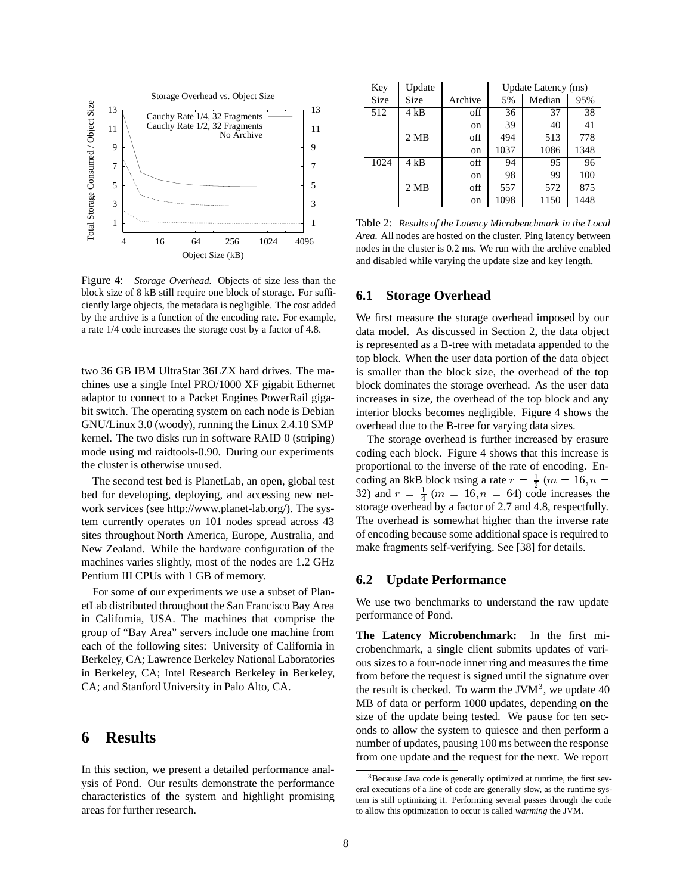Figure 4: *Storage Overhead.* Objects of size less than the block size of 8 kB still require one block of storage. For sufficiently large objects, the metadata is negligible. The cost added by the archive is a function of the encoding rate. For example, a rate 1/4 code increases the storage cost by a factor of 4.8.

two 36 GB IBM UltraStar 36LZX hard drives. The machines use a single Intel PRO/1000 XF gigabit Ethernet adaptor to connect to a Packet Engines PowerRail gigabit switch. The operating system on each node is Debian GNU/Linux 3.0 (woody), running the Linux 2.4.18 SMP kernel. The two disks run in software RAID 0 (striping) mode using md raidtools-0.90. During our experiments the cluster is otherwise unused.

The second test bed is PlanetLab, an open, global test bed for developing, deploying, and accessing new network services (see http://www.planet-lab.org/). The system currently operates on 101 nodes spread across 43 sites throughout North America, Europe, Australia, and New Zealand. While the hardware configuration of the machines varies slightly, most of the nodes are 1.2 GHz Pentium III CPUs with 1 GB of memory.

For some of our experiments we use a subset of PlanetLab distributed throughout the San Francisco Bay Area in California, USA. The machines that comprise the group of "Bay Area" servers include one machine from each of the following sites: University of California in Berkeley, CA; Lawrence Berkeley National Laboratories in Berkeley, CA; Intel Research Berkeley in Berkeley, CA; and Stanford University in Palo Alto, CA.

# 6 Results

In this section, we present a detailed performance analysis of Pond. Our results demonstrate the performance characteristics of the system and highlight promising areas for further research.

| Key Size | Update Size | Archive | Update Latency (ms) 5% | Median | 95% |
|---|---|---|---|---|---|
| 512 | 4 kB | off | 36 | 37 | 38 |
| | | on | 39 | 40 | 41 |
| | 2 MB | off | 494 | 513 | 778 |
| | | on | 1037 | 1086 | 1348 |
| 1024 | 4 kB | off | 94 | 95 | 96 |
| | | on | 98 | 99 | 100 |
| | 2 MB | off | 557 | 572 | 875 |
| | | on | 1098 | 1150 | 1448 |

Table 2: *Results of the Latency Microbenchmark in the Local Area.* All nodes are hosted on the cluster. Ping latency between nodes in the cluster is 0.2 ms. We run with the archive enabled and disabled while varying the update size and key length.

## 6.1 Storage Overhead

We first measure the storage overhead imposed by our data model. As discussed in Section 2, the data object is represented as a B-tree with metadata appended to the top block. When the user data portion of the data object is smaller than the block size, the overhead of the top block dominates the storage overhead. As the user data increases in size, the overhead of the top block and any interior blocks becomes negligible. Figure 4 shows the overhead due to the B-tree for varying data sizes.

The storage overhead is further increased by erasure coding each block. Figure 4 shows that this increase is proportional to the inverse of the rate of encoding. Encoding an 8kB block using a rate $r = \frac{1}{2}$ ($m = 16, n = 32$) and $r = \frac{1}{4}$ ($m = 16, n = 64$) code increases the storage overhead by a factor of 2.7 and 4.8, respectfully. The overhead is somewhat higher than the inverse rate of encoding because some additional space is required to make fragments self-verifying. See [38] for details.

## 6.2 Update Performance

We use two benchmarks to understand the raw update performance of Pond.

**The Latency Microbenchmark:** In the first microbenchmark, a single client submits updates of various sizes to a four-node inner ring and measures the time from before the request is signed until the signature over the result is checked. To warm the JVM[3], we update 40 MB of data or perform 1000 updates, depending on the size of the update being tested. We pause for ten seconds to allow the system to quiesce and then perform a number of updates, pausing 100 ms between the response from one update and the request for the next. We report

[3] Because Java code is generally optimized at runtime, the first several executions of a line of code are generally slow, as the runtime system is still optimizing it. Performing several passes through the code to allow this optimization to occur is called *warming* the JVM.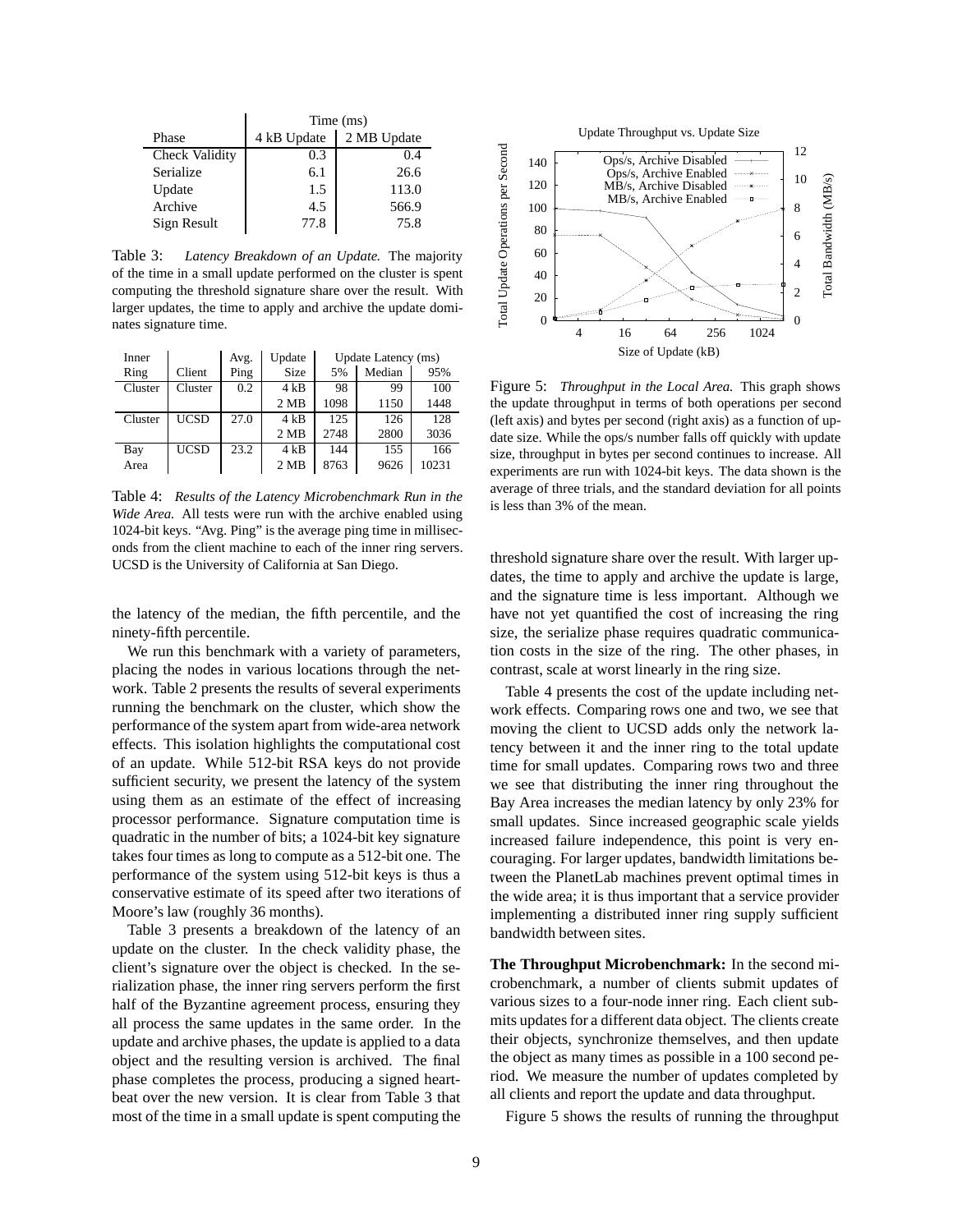| Phase | Time (ms) 4 kB Update | Time (ms) 2 MB Update |
|---|---|---|
| Check Validity | 0.3 | 0.4 |
| Serialize | 6.1 | 26.6 |
| Update | 1.5 | 113.0 |
| Archive | 4.5 | 566.9 |
| Sign Result | 77.8 | 75.8 |

Table 3: *Latency Breakdown of an Update.* The majority of the time in a small update performed on the cluster is spent computing the threshold signature share over the result. With larger updates, the time to apply and archive the update dominates signature time.

| Inner Ring | Client | Avg. Ping | Update Size | Update Latency (ms) 5% | Median | 95% |
|---|---|---|---|---|---|---|
| Cluster | Cluster | 0.2 | 4 kB | 98 | 99 | 100 |
| | | | 2 MB | 1098 | 1150 | 1448 |
| Cluster | UCSD | 27.0 | 4 kB | 125 | 126 | 128 |
| | | | 2 MB | 2748 | 2800 | 3036 |
| Bay Area | UCSD | 23.2 | 4 kB | 144 | 155 | 166 |
| | | | 2 MB | 8763 | 9626 | 10231 |

Table 4: *Results of the Latency Microbenchmark Run in the Wide Area.* All tests were run with the archive enabled using 1024-bit keys. "Avg. Ping" is the average ping time in milliseconds from the client machine to each of the inner ring servers. UCSD is the University of California at San Diego.

the latency of the median, the fifth percentile, and the ninety-fifth percentile.

We run this benchmark with a variety of parameters, placing the nodes in various locations through the network. Table 2 presents the results of several experiments running the benchmark on the cluster, which show the performance of the system apart from wide-area network effects. This isolation highlights the computational cost of an update. While 512-bit RSA keys do not provide sufficient security, we present the latency of the system using them as an estimate of the effect of increasing processor performance. Signature computation time is quadratic in the number of bits; a 1024-bit key signature takes four times as long to compute as a 512-bit one. The performance of the system using 512-bit keys is thus a conservative estimate of its speed after two iterations of Moore's law (roughly 36 months).

Table 3 presents a breakdown of the latency of an update on the cluster. In the check validity phase, the client's signature over the object is checked. In the serialization phase, the inner ring servers perform the first half of the Byzantine agreement process, ensuring they all process the same updates in the same order. In the update and archive phases, the update is applied to a data object and the resulting version is archived. The final phase completes the process, producing a signed heartbeat over the new version. It is clear from Table 3 that most of the time in a small update is spent computing the threshold signature share over the result. With larger updates, the time to apply and archive the update is large, and the signature time is less important. Although we have not yet quantified the cost of increasing the ring size, the serialize phase requires quadratic communication costs in the size of the ring. The other phases, in contrast, scale at worst linearly in the ring size.

Figure 5: *Throughput in the Local Area.* This graph shows the update throughput in terms of both operations per second (left axis) and bytes per second (right axis) as a function of update size. While the ops/s number falls off quickly with update size, throughput in bytes per second continues to increase. All experiments are run with 1024-bit keys. The data shown is the average of three trials, and the standard deviation for all points is less than 3% of the mean.

Table 4 presents the cost of the update including network effects. Comparing rows one and two, we see that moving the client to UCSD adds only the network latency between it and the inner ring to the total update time for small updates. Comparing rows two and three we see that distributing the inner ring throughout the Bay Area increases the median latency by only 23% for small updates. Since increased geographic scale yields increased failure independence, this point is very encouraging. For larger updates, bandwidth limitations between the PlanetLab machines prevent optimal times in the wide area; it is thus important that a service provider implementing a distributed inner ring supply sufficient bandwidth between sites.

**The Throughput Microbenchmark:** In the second microbenchmark, a number of clients submit updates of various sizes to a four-node inner ring. Each client submits updates for a different data object. The clients create their objects, synchronize themselves, and then update the object as many times as possible in a 100 second period. We measure the number of updates completed by all clients and report the update and data throughput.

Figure 5 shows the results of running the throughput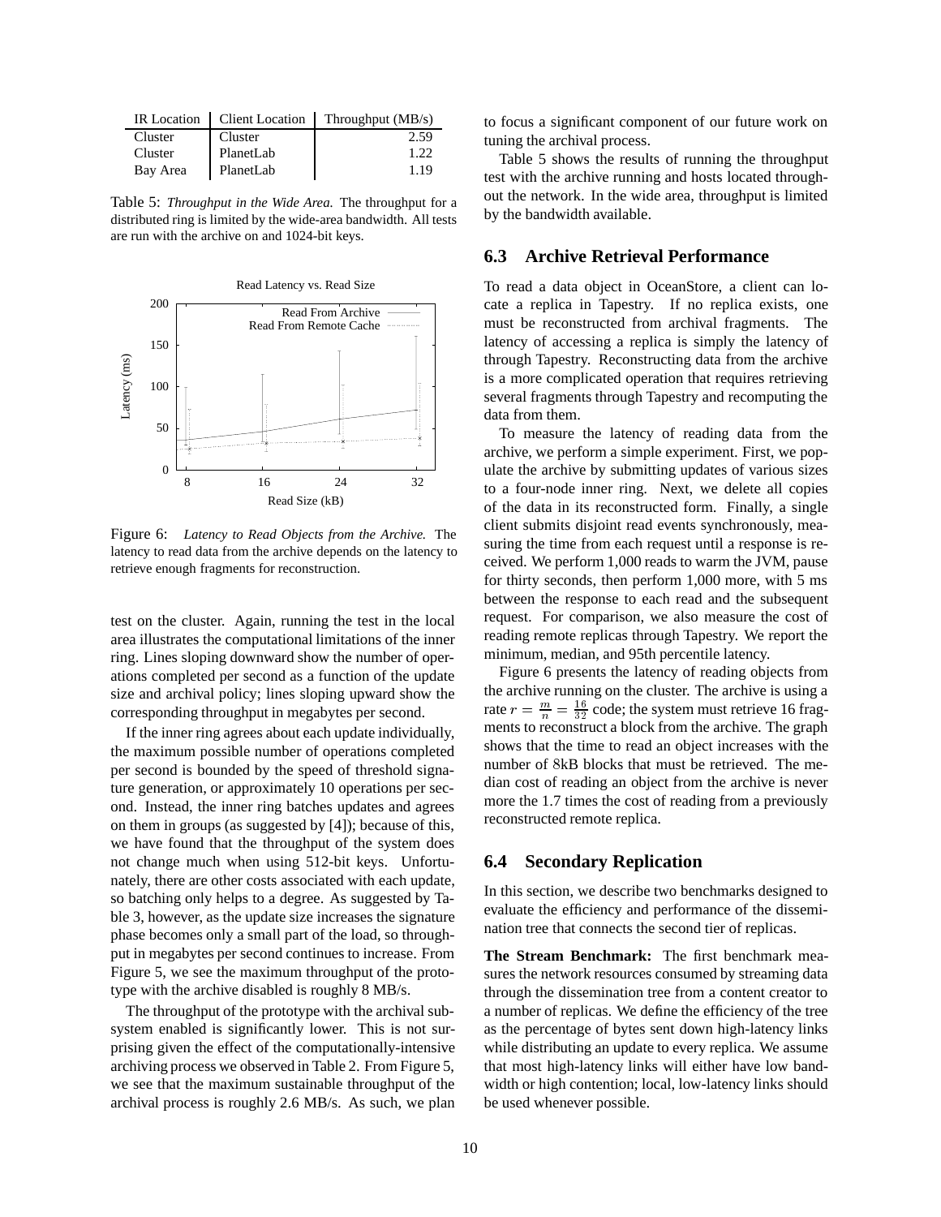| IR Location | Client Location | Throughput (MB/s) |
|---|---|---|
| Cluster | Cluster | 2.59 |
| Cluster | PlanetLab | 1.22 |
| Bay Area | PlanetLab | 1.19 |

Table 5: *Throughput in the Wide Area.* The throughput for a distributed ring is limited by the wide-area bandwidth. All tests are run with the archive on and 1024-bit keys.

Figure 6: *Latency to Read Objects from the Archive.* The latency to read data from the archive depends on the latency to retrieve enough fragments for reconstruction.

test on the cluster. Again, running the test in the local area illustrates the computational limitations of the inner ring. Lines sloping downward show the number of operations completed per second as a function of the update size and archival policy; lines sloping upward show the corresponding throughput in megabytes per second.

If the inner ring agrees about each update individually, the maximum possible number of operations completed per second is bounded by the speed of threshold signature generation, or approximately 10 operations per second. Instead, the inner ring batches updates and agrees on them in groups (as suggested by [4]); because of this, we have found that the throughput of the system does not change much when using 512-bit keys. Unfortunately, there are other costs associated with each update, so batching only helps to a degree. As suggested by Table 3, however, as the update size increases the signature phase becomes only a small part of the load, so throughput in megabytes per second continues to increase. From Figure 5, we see the maximum throughput of the prototype with the archive disabled is roughly 8 MB/s.

The throughput of the prototype with the archival subsystem enabled is significantly lower. This is not surprising given the effect of the computationally-intensive archiving process we observed in Table 2. From Figure 5, we see that the maximum sustainable throughput of the archival process is roughly 2.6 MB/s. As such, we plan to focus a significant component of our future work on tuning the archival process.

Table 5 shows the results of running the throughput test with the archive running and hosts located throughout the network. In the wide area, throughput is limited by the bandwidth available.

## 6.3 Archive Retrieval Performance

To read a data object in OceanStore, a client can locate a replica in Tapestry. If no replica exists, one must be reconstructed from archival fragments. The latency of accessing a replica is simply the latency of through Tapestry. Reconstructing data from the archive is a more complicated operation that requires retrieving several fragments through Tapestry and recomputing the data from them.

To measure the latency of reading data from the archive, we perform a simple experiment. First, we populate the archive by submitting updates of various sizes to a four-node inner ring. Next, we delete all copies of the data in its reconstructed form. Finally, a single client submits disjoint read events synchronously, measuring the time from each request until a response is received. We perform 1,000 reads to warm the JVM, pause for thirty seconds, then perform 1,000 more, with 5 ms between the response to each read and the subsequent request. For comparison, we also measure the cost of reading remote replicas through Tapestry. We report the minimum, median, and 95th percentile latency.

Figure 6 presents the latency of reading objects from the archive running on the cluster. The archive is using a rate $r = \frac{m}{n} = \frac{16}{32}$ code; the system must retrieve 16 fragments to reconstruct a block from the archive. The graph shows that the time to read an object increases with the number of 8kB blocks that must be retrieved. The median cost of reading an object from the archive is never more the 1.7 times the cost of reading from a previously reconstructed remote replica.

## 6.4 Secondary Replication

In this section, we describe two benchmarks designed to evaluate the efficiency and performance of the dissemination tree that connects the second tier of replicas.

**The Stream Benchmark:** The first benchmark measures the network resources consumed by streaming data through the dissemination tree from a content creator to a number of replicas. We define the efficiency of the tree as the percentage of bytes sent down high-latency links while distributing an update to every replica. We assume that most high-latency links will either have low bandwidth or high contention; local, low-latency links should be used whenever possible.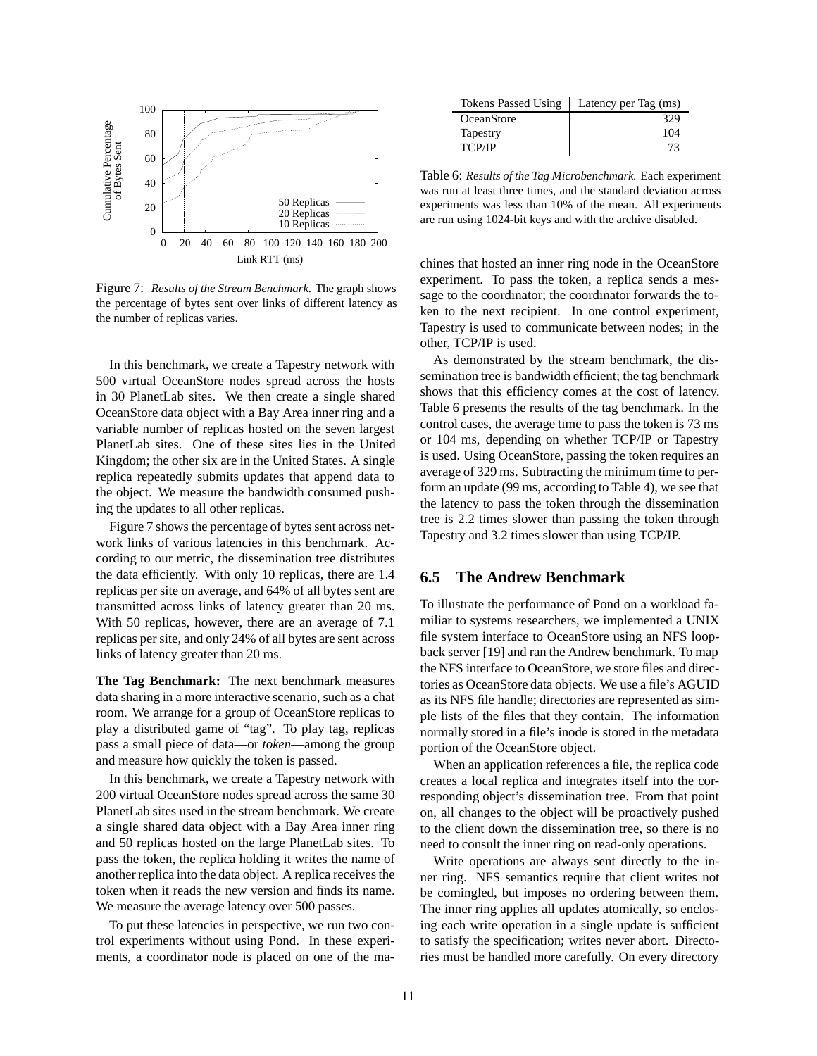Figure 7: *Results of the Stream Benchmark.* The graph shows the percentage of bytes sent over links of different latency as the number of replicas varies.

In this benchmark, we create a Tapestry network with 500 virtual OceanStore nodes spread across the hosts in 30 PlanetLab sites. We then create a single shared OceanStore data object with a Bay Area inner ring and a variable number of replicas hosted on the seven largest PlanetLab sites. One of these sites lies in the United Kingdom; the other six are in the United States. A single replica repeatedly submits updates that append data to the object. We measure the bandwidth consumed pushing the updates to all other replicas.

Figure 7 shows the percentage of bytes sent across network links of various latencies in this benchmark. According to our metric, the dissemination tree distributes the data efficiently. With only 10 replicas, there are 1.4 replicas per site on average, and 64% of all bytes sent are transmitted across links of latency greater than 20 ms. With 50 replicas, however, there are an average of 7.1 replicas per site, and only 24% of all bytes are sent across links of latency greater than 20 ms.

**The Tag Benchmark:** The next benchmark measures data sharing in a more interactive scenario, such as a chat room. We arrange for a group of OceanStore replicas to play a distributed game of "tag". To play tag, replicas pass a small piece of data—or *token*—among the group and measure how quickly the token is passed.

In this benchmark, we create a Tapestry network with 200 virtual OceanStore nodes spread across the same 30 PlanetLab sites used in the stream benchmark. We create a single shared data object with a Bay Area inner ring and 50 replicas hosted on the large PlanetLab sites. To pass the token, the replica holding it writes the name of another replica into the data object. A replica receives the token when it reads the new version and finds its name. We measure the average latency over 500 passes.

To put these latencies in perspective, we run two control experiments without using Pond. In these experiments, a coordinator node is placed on one of the machines that hosted an inner ring node in the OceanStore experiment. To pass the token, a replica sends a message to the coordinator; the coordinator forwards the token to the next recipient. In one control experiment, Tapestry is used to communicate between nodes; in the other, TCP/IP is used.

| Tokens Passed Using | Latency per Tag (ms) |
|---|---|
| OceanStore | 329 |
| Tapestry | 104 |
| TCP/IP | 73 |

Table 6: *Results of the Tag Microbenchmark.* Each experiment was run at least three times, and the standard deviation across experiments was less than 10% of the mean. All experiments are run using 1024-bit keys and with the archive disabled.

As demonstrated by the stream benchmark, the dissemination tree is bandwidth efficient; the tag benchmark shows that this efficiency comes at the cost of latency. Table 6 presents the results of the tag benchmark. In the control cases, the average time to pass the token is 73 ms or 104 ms, depending on whether TCP/IP or Tapestry is used. Using OceanStore, passing the token requires an average of 329 ms. Subtracting the minimum time to perform an update (99 ms, according to Table 4), we see that the latency to pass the token through the dissemination tree is 2.2 times slower than passing the token through Tapestry and 3.2 times slower than using TCP/IP.

## 6.5 The Andrew Benchmark

To illustrate the performance of Pond on a workload familiar to systems researchers, we implemented a UNIX file system interface to OceanStore using an NFS loopback server [19] and ran the Andrew benchmark. To map the NFS interface to OceanStore, we store files and directories as OceanStore data objects. We use a file's AGUID as its NFS file handle; directories are represented as simple lists of the files that they contain. The information normally stored in a file's inode is stored in the metadata portion of the OceanStore object.

When an application references a file, the replica code creates a local replica and integrates itself into the corresponding object's dissemination tree. From that point on, all changes to the object will be proactively pushed to the client down the dissemination tree, so there is no need to consult the inner ring on read-only operations.

Write operations are always sent directly to the inner ring. NFS semantics require that client writes not be comingled, but imposes no ordering between them. The inner ring applies all updates atomically, so enclosing each write operation in a single update is sufficient to satisfy the specification; writes never abort. Directories must be handled more carefully. On every directory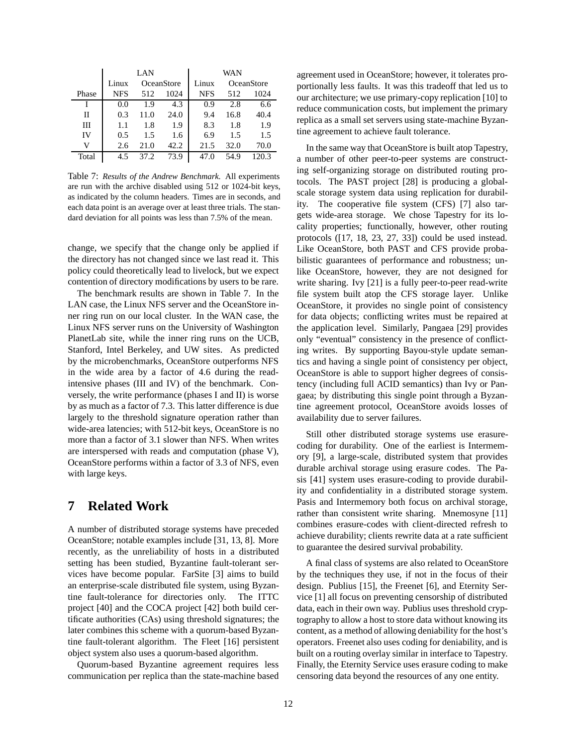| | LAN | | | WAN | | |
|---|---|---|---|---|---|---|
| | Linux | OceanStore | | Linux | OceanStore | |
| Phase | NFS | 512 | 1024 | NFS | 512 | 1024 |
| I | 0.0 | 1.9 | 4.3 | 0.9 | 2.8 | 6.6 |
| II | 0.3 | 11.0 | 24.0 | 9.4 | 16.8 | 40.4 |
| III | 1.1 | 1.8 | 1.9 | 8.3 | 1.8 | 1.9 |
| IV | 0.5 | 1.5 | 1.6 | 6.9 | 1.5 | 1.5 |
| V | 2.6 | 21.0 | 42.2 | 21.5 | 32.0 | 70.0 |
| Total | 4.5 | 37.2 | 73.9 | 47.0 | 54.9 | 120.3 |

Table 7: *Results of the Andrew Benchmark.* All experiments are run with the archive disabled using 512 or 1024-bit keys, as indicated by the column headers. Times are in seconds, and each data point is an average over at least three trials. The standard deviation for all points was less than 7.5% of the mean.

change, we specify that the change only be applied if the directory has not changed since we last read it. This policy could theoretically lead to livelock, but we expect contention of directory modifications by users to be rare.

The benchmark results are shown in Table 7. In the LAN case, the Linux NFS server and the OceanStore inner ring run on our local cluster. In the WAN case, the Linux NFS server runs on the University of Washington PlanetLab site, while the inner ring runs on the UCB, Stanford, Intel Berkeley, and UW sites. As predicted by the microbenchmarks, OceanStore outperforms NFS in the wide area by a factor of 4.6 during the read-intensive phases (III and IV) of the benchmark. Conversely, the write performance (phases I and II) is worse by as much as a factor of 7.3. This latter difference is due largely to the threshold signature operation rather than wide-area latencies; with 512-bit keys, OceanStore is no more than a factor of 3.1 slower than NFS. When writes are interspersed with reads and computation (phase V), OceanStore performs within a factor of 3.3 of NFS, even with large keys.

## 7 Related Work

A number of distributed storage systems have preceded OceanStore; notable examples include [31, 13, 8]. More recently, as the unreliability of hosts in a distributed setting has been studied, Byzantine fault-tolerant services have become popular. FarSite [3] aims to build an enterprise-scale distributed file system, using Byzantine fault-tolerance for directories only. The ITTC project [40] and the COCA project [42] both build certificate authorities (CAs) using threshold signatures; the later combines this scheme with a quorum-based Byzantine fault-tolerant algorithm. The Fleet [16] persistent object system also uses a quorum-based algorithm.

Quorum-based Byzantine agreement requires less communication per replica than the state-machine based agreement used in OceanStore; however, it tolerates proportionally less faults. It was this tradeoff that led us to our architecture; we use primary-copy replication [10] to reduce communication costs, but implement the primary replica as a small set servers using state-machine Byzantine agreement to achieve fault tolerance.

In the same way that OceanStore is built atop Tapestry, a number of other peer-to-peer systems are constructing self-organizing storage on distributed routing protocols. The PAST project [28] is producing a global-scale storage system data using replication for durability. The cooperative file system (CFS) [7] also targets wide-area storage. We chose Tapestry for its locality properties; functionally, however, other routing protocols ([17, 18, 23, 27, 33]) could be used instead. Like OceanStore, both PAST and CFS provide probabilistic guarantees of performance and robustness; unlike OceanStore, however, they are not designed for write sharing. Ivy [21] is a fully peer-to-peer read-write file system built atop the CFS storage layer. Unlike OceanStore, it provides no single point of consistency for data objects; conflicting writes must be repaired at the application level. Similarly, Pangaea [29] provides only "eventual" consistency in the presence of conflicting writes. By supporting Bayou-style update semantics and having a single point of consistency per object, OceanStore is able to support higher degrees of consistency (including full ACID semantics) than Ivy or Pangaea; by distributing this single point through a Byzantine agreement protocol, OceanStore avoids losses of availability due to server failures.

Still other distributed storage systems use erasure-coding for durability. One of the earliest is Intermemory [9], a large-scale, distributed system that provides durable archival storage using erasure codes. The Pasis [41] system uses erasure-coding to provide durability and confidentiality in a distributed storage system. Pasis and Intermemory both focus on archival storage, rather than consistent write sharing. Mnemosyne [11] combines erasure-codes with client-directed refresh to achieve durability; clients rewrite data at a rate sufficient to guarantee the desired survival probability.

A final class of systems are also related to OceanStore by the techniques they use, if not in the focus of their design. Publius [15], the Freenet [6], and Eternity Service [1] all focus on preventing censorship of distributed data, each in their own way. Publius uses threshold cryptography to allow a host to store data without knowing its content, as a method of allowing deniability for the host's operators. Freenet also uses coding for deniability, and is built on a routing overlay similar in interface to Tapestry. Finally, the Eternity Service uses erasure coding to make censoring data beyond the resources of any one entity.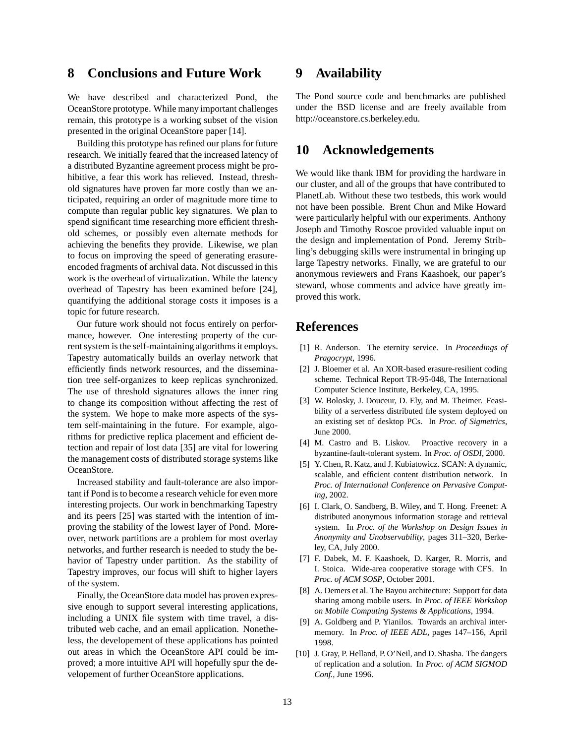## 8 Conclusions and Future Work

We have described and characterized Pond, the OceanStore prototype. While many important challenges remain, this prototype is a working subset of the vision presented in the original OceanStore paper [14].

Building this prototype has refined our plans for future research. We initially feared that the increased latency of a distributed Byzantine agreement process might be prohibitive, a fear this work has relieved. Instead, threshold signatures have proven far more costly than we anticipated, requiring an order of magnitude more time to compute than regular public key signatures. We plan to spend significant time researching more efficient threshold schemes, or possibly even alternate methods for achieving the benefits they provide. Likewise, we plan to focus on improving the speed of generating erasure-encoded fragments of archival data. Not discussed in this work is the overhead of virtualization. While the latency overhead of Tapestry has been examined before [24], quantifying the additional storage costs it imposes is a topic for future research.

Our future work should not focus entirely on performance, however. One interesting property of the current system is the self-maintaining algorithms it employs. Tapestry automatically builds an overlay network that efficiently finds network resources, and the dissemination tree self-organizes to keep replicas synchronized. The use of threshold signatures allows the inner ring to change its composition without affecting the rest of the system. We hope to make more aspects of the system self-maintaining in the future. For example, algorithms for predictive replica placement and efficient detection and repair of lost data [35] are vital for lowering the management costs of distributed storage systems like OceanStore.

Increased stability and fault-tolerance are also important if Pond is to become a research vehicle for even more interesting projects. Our work in benchmarking Tapestry and its peers [25] was started with the intention of improving the stability of the lowest layer of Pond. Moreover, network partitions are a problem for most overlay networks, and further research is needed to study the behavior of Tapestry under partition. As the stability of Tapestry improves, our focus will shift to higher layers of the system.

Finally, the OceanStore data model has proven expressive enough to support several interesting applications, including a UNIX file system with time travel, a distributed web cache, and an email application. Nonetheless, the developement of these applications has pointed out areas in which the OceanStore API could be improved; a more intuitive API will hopefully spur the developement of further OceanStore applications.

## 9 Availability

The Pond source code and benchmarks are published under the BSD license and are freely available from http://oceanstore.cs.berkeley.edu.

## 10 Acknowledgements

We would like thank IBM for providing the hardware in our cluster, and all of the groups that have contributed to PlanetLab. Without these two testbeds, this work would not have been possible. Brent Chun and Mike Howard were particularly helpful with our experiments. Anthony Joseph and Timothy Roscoe provided valuable input on the design and implementation of Pond. Jeremy Stribling's debugging skills were instrumental in bringing up large Tapestry networks. Finally, we are grateful to our anonymous reviewers and Frans Kaashoek, our paper's steward, whose comments and advice have greatly improved this work.

## References

[1] R. Anderson. The eternity service. In *Proceedings of Pragocrypt*, 1996.

[2] J. Bloemer et al. An XOR-based erasure-resilient coding scheme. Technical Report TR-95-048, The International Computer Science Institute, Berkeley, CA, 1995.

[3] W. Bolosky, J. Douceur, D. Ely, and M. Theimer. Feasibility of a serverless distributed file system deployed on an existing set of desktop PCs. In *Proc. of Sigmetrics*, June 2000.

[4] M. Castro and B. Liskov. Proactive recovery in a byzantine-fault-tolerant system. In *Proc. of OSDI*, 2000.

[5] Y. Chen, R. Katz, and J. Kubiatowicz. SCAN: A dynamic, scalable, and efficient content distribution network. In *Proc. of International Conference on Pervasive Computing*, 2002.

[6] I. Clark, O. Sandberg, B. Wiley, and T. Hong. Freenet: A distributed anonymous information storage and retrieval system. In *Proc. of the Workshop on Design Issues in Anonymity and Unobservability*, pages 311–320, Berkeley, CA, July 2000.

[7] F. Dabek, M. F. Kaashoek, D. Karger, R. Morris, and I. Stoica. Wide-area cooperative storage with CFS. In *Proc. of ACM SOSP*, October 2001.

[8] A. Demers et al. The Bayou architecture: Support for data sharing among mobile users. In *Proc. of IEEE Workshop on Mobile Computing Systems & Applications*, 1994.

[9] A. Goldberg and P. Yianilos. Towards an archival intermemory. In *Proc. of IEEE ADL*, pages 147–156, April 1998.

[10] J. Gray, P. Helland, P. O'Neil, and D. Shasha. The dangers of replication and a solution. In *Proc. of ACM SIGMOD Conf.*, June 1996.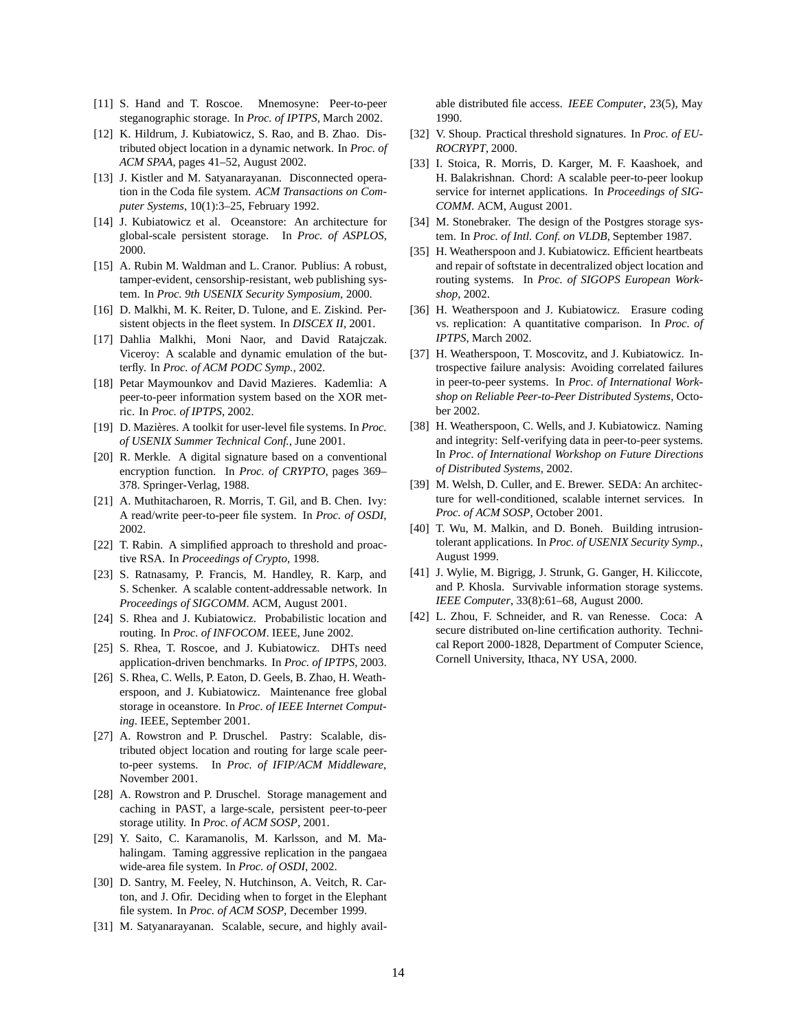[11] S. Hand and T. Roscoe. Mnemosyne: Peer-to-peer steganographic storage. In *Proc. of IPTPS*, March 2002.

[12] K. Hildrum, J. Kubiatowicz, S. Rao, and B. Zhao. Distributed object location in a dynamic network. In *Proc. of ACM SPAA*, pages 41–52, August 2002.

[13] J. Kistler and M. Satyanarayanan. Disconnected operation in the Coda file system. *ACM Transactions on Computer Systems*, 10(1):3–25, February 1992.

[14] J. Kubiatowicz et al. Oceanstore: An architecture for global-scale persistent storage. In *Proc. of ASPLOS*, 2000.

[15] A. Rubin M. Waldman and L. Cranor. Publius: A robust, tamper-evident, censorship-resistant, web publishing system. In *Proc. 9th USENIX Security Symposium*, 2000.

[16] D. Malkhi, M. K. Reiter, D. Tulone, and E. Ziskind. Persistent objects in the fleet system. In *DISCEX II*, 2001.

[17] Dahlia Malkhi, Moni Naor, and David Ratajczak. Viceroy: A scalable and dynamic emulation of the butterfly. In *Proc. of ACM PODC Symp.*, 2002.

[18] Petar Maymounkov and David Mazieres. Kademlia: A peer-to-peer information system based on the XOR metric. In *Proc. of IPTPS*, 2002.

[19] D. Mazières. A toolkit for user-level file systems. In *Proc. of USENIX Summer Technical Conf.*, June 2001.

[20] R. Merkle. A digital signature based on a conventional encryption function. In *Proc. of CRYPTO*, pages 369–378. Springer-Verlag, 1988.

[21] A. Muthitacharoen, R. Morris, T. Gil, and B. Chen. Ivy: A read/write peer-to-peer file system. In *Proc. of OSDI*, 2002.

[22] T. Rabin. A simplified approach to threshold and proactive RSA. In *Proceedings of Crypto*, 1998.

[23] S. Ratnasamy, P. Francis, M. Handley, R. Karp, and S. Schenker. A scalable content-addressable network. In *Proceedings of SIGCOMM*. ACM, August 2001.

[24] S. Rhea and J. Kubiatowicz. Probabilistic location and routing. In *Proc. of INFOCOM*. IEEE, June 2002.

[25] S. Rhea, T. Roscoe, and J. Kubiatowicz. DHTs need application-driven benchmarks. In *Proc. of IPTPS*, 2003.

[26] S. Rhea, C. Wells, P. Eaton, D. Geels, B. Zhao, H. Weatherspoon, and J. Kubiatowicz. Maintenance free global storage in oceanstore. In *Proc. of IEEE Internet Computing*. IEEE, September 2001.

[27] A. Rowstron and P. Druschel. Pastry: Scalable, distributed object location and routing for large scale peer-to-peer systems. In *Proc. of IFIP/ACM Middleware*, November 2001.

[28] A. Rowstron and P. Druschel. Storage management and caching in PAST, a large-scale, persistent peer-to-peer storage utility. In *Proc. of ACM SOSP*, 2001.

[29] Y. Saito, C. Karamanolis, M. Karlsson, and M. Mahalingam. Taming aggressive replication in the pangaea wide-area file system. In *Proc. of OSDI*, 2002.

[30] D. Santry, M. Feeley, N. Hutchinson, A. Veitch, R. Carton, and J. Ofir. Deciding when to forget in the Elephant file system. In *Proc. of ACM SOSP*, December 1999.

[31] M. Satyanarayanan. Scalable, secure, and highly available distributed file access. *IEEE Computer*, 23(5), May 1990.

[32] V. Shoup. Practical threshold signatures. In *Proc. of EUROCRYPT*, 2000.

[33] I. Stoica, R. Morris, D. Karger, M. F. Kaashoek, and H. Balakrishnan. Chord: A scalable peer-to-peer lookup service for internet applications. In *Proceedings of SIGCOMM*. ACM, August 2001.

[34] M. Stonebraker. The design of the Postgres storage system. In *Proc. of Intl. Conf. on VLDB*, September 1987.

[35] H. Weatherspoon and J. Kubiatowicz. Efficient heartbeats and repair of softstate in decentralized object location and routing systems. In *Proc. of SIGOPS European Workshop*, 2002.

[36] H. Weatherspoon and J. Kubiatowicz. Erasure coding vs. replication: A quantitative comparison. In *Proc. of IPTPS*, March 2002.

[37] H. Weatherspoon, T. Moscovitz, and J. Kubiatowicz. Introspective failure analysis: Avoiding correlated failures in peer-to-peer systems. In *Proc. of International Workshop on Reliable Peer-to-Peer Distributed Systems*, October 2002.

[38] H. Weatherspoon, C. Wells, and J. Kubiatowicz. Naming and integrity: Self-verifying data in peer-to-peer systems. In *Proc. of International Workshop on Future Directions of Distributed Systems*, 2002.

[39] M. Welsh, D. Culler, and E. Brewer. SEDA: An architecture for well-conditioned, scalable internet services. In *Proc. of ACM SOSP*, October 2001.

[40] T. Wu, M. Malkin, and D. Boneh. Building intrusion-tolerant applications. In *Proc. of USENIX Security Symp.*, August 1999.

[41] J. Wylie, M. Bigrigg, J. Strunk, G. Ganger, H. Kiliccote, and P. Khosla. Survivable information storage systems. *IEEE Computer*, 33(8):61–68, August 2000.

[42] L. Zhou, F. Schneider, and R. van Renesse. Coca: A secure distributed on-line certification authority. Technical Report 2000-1828, Department of Computer Science, Cornell University, Ithaca, NY USA, 2000.